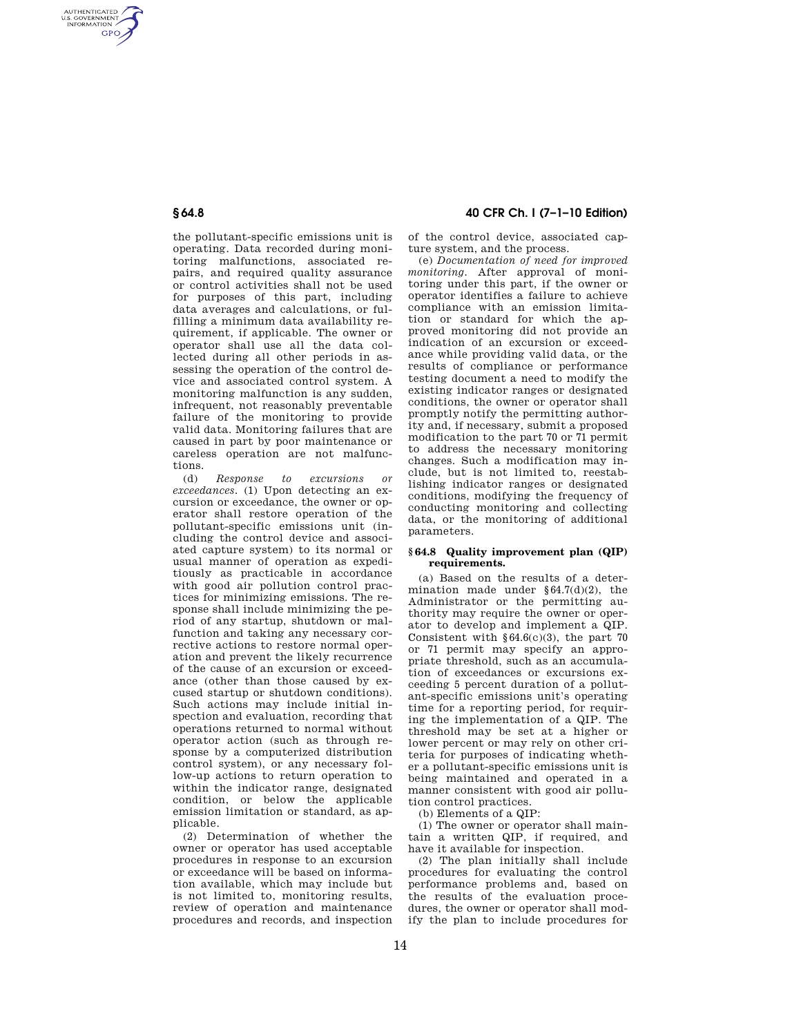the pollutant-specific emissions unit is operating. Data recorded during monitoring malfunctions, associated repairs, and required quality assurance or control activities shall not be used for purposes of this part, including data averages and calculations, or fulfilling a minimum data availability requirement, if applicable. The owner or operator shall use all the data collected during all other periods in assessing the operation of the control device and associated control system. A monitoring malfunction is any sudden, infrequent, not reasonably preventable failure of the monitoring to provide valid data. Monitoring failures that are caused in part by poor maintenance or careless operation are not malfunctions.

(d) *Response to excursions or exceedances.* (1) Upon detecting an excursion or exceedance, the owner or operator shall restore operation of the pollutant-specific emissions unit (including the control device and associated capture system) to its normal or usual manner of operation as expeditiously as practicable in accordance with good air pollution control practices for minimizing emissions. The response shall include minimizing the period of any startup, shutdown or malfunction and taking any necessary corrective actions to restore normal operation and prevent the likely recurrence of the cause of an excursion or exceedance (other than those caused by excused startup or shutdown conditions). Such actions may include initial inspection and evaluation, recording that operations returned to normal without operator action (such as through response by a computerized distribution control system), or any necessary follow-up actions to return operation to within the indicator range, designated condition, or below the applicable emission limitation or standard, as applicable.

(2) Determination of whether the owner or operator has used acceptable procedures in response to an excursion or exceedance will be based on information available, which may include but is not limited to, monitoring results, review of operation and maintenance procedures and records, and inspection of the control device, associated capture system, and the process.

(e) *Documentation of need for improved monitoring.* After approval of monitoring under this part, if the owner or operator identifies a failure to achieve compliance with an emission limitation or standard for which the approved monitoring did not provide an indication of an excursion or exceedance while providing valid data, or the results of compliance or performance testing document a need to modify the existing indicator ranges or designated conditions, the owner or operator shall promptly notify the permitting authority and, if necessary, submit a proposed modification to the part 70 or 71 permit to address the necessary monitoring changes. Such a modification may include, but is not limited to, reestablishing indicator ranges or designated conditions, modifying the frequency of conducting monitoring and collecting data, or the monitoring of additional parameters.

### § 64.8 Quality improvement plan (QIP) requirements.

(a) Based on the results of a determination made under §64.7(d)(2), the Administrator or the permitting authority may require the owner or operator to develop and implement a QIP. Consistent with §64.6(c)(3), the part 70 or 71 permit may specify an appropriate threshold, such as an accumulation of exceedances or excursions exceeding 5 percent duration of a pollutant-specific emissions unit's operating time for a reporting period, for requiring the implementation of a QIP. The threshold may be set at a higher or lower percent or may rely on other criteria for purposes of indicating whether a pollutant-specific emissions unit is being maintained and operated in a manner consistent with good air pollution control practices.

(b) Elements of a QIP:

(1) The owner or operator shall maintain a written QIP, if required, and have it available for inspection.

(2) The plan initially shall include procedures for evaluating the control performance problems and, based on the results of the evaluation procedures, the owner or operator shall modify the plan to include procedures for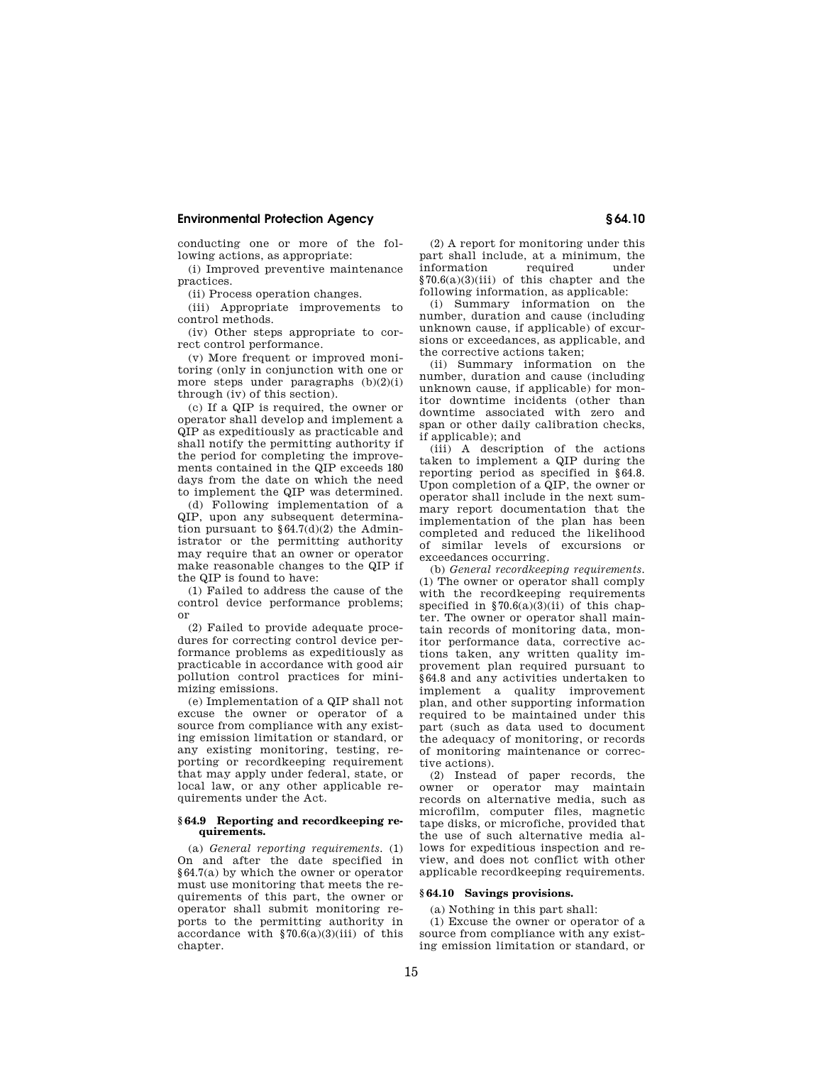conducting one or more of the following actions, as appropriate:

(i) Improved preventive maintenance practices.

(ii) Process operation changes.

(iii) Appropriate improvements to control methods.

(iv) Other steps appropriate to correct control performance.

(v) More frequent or improved monitoring (only in conjunction with one or more steps under paragraphs (b)(2)(i) through (iv) of this section).

(c) If a QIP is required, the owner or operator shall develop and implement a QIP as expeditiously as practicable and shall notify the permitting authority if the period for completing the improvements contained in the QIP exceeds 180 days from the date on which the need to implement the QIP was determined.

(d) Following implementation of a QIP, upon any subsequent determination pursuant to §64.7(d)(2) the Administrator or the permitting authority may require that an owner or operator make reasonable changes to the QIP if the QIP is found to have:

(1) Failed to address the cause of the control device performance problems; or

(2) Failed to provide adequate procedures for correcting control device performance problems as expeditiously as practicable in accordance with good air pollution control practices for minimizing emissions.

(e) Implementation of a QIP shall not excuse the owner or operator of a source from compliance with any existing emission limitation or standard, or any existing monitoring, testing, reporting or recordkeeping requirement that may apply under federal, state, or local law, or any other applicable requirements under the Act.

### §64.9 Reporting and recordkeeping requirements.

(a) *General reporting requirements.* (1) On and after the date specified in §64.7(a) by which the owner or operator must use monitoring that meets the requirements of this part, the owner or operator shall submit monitoring reports to the permitting authority in accordance with §70.6(a)(3)(iii) of this chapter.

(2) A report for monitoring under this part shall include, at a minimum, the information required under §70.6(a)(3)(iii) of this chapter and the following information, as applicable:

(i) Summary information on the number, duration and cause (including unknown cause, if applicable) of excursions or exceedances, as applicable, and the corrective actions taken;

(ii) Summary information on the number, duration and cause (including unknown cause, if applicable) for monitor downtime incidents (other than downtime associated with zero and span or other daily calibration checks, if applicable); and

(iii) A description of the actions taken to implement a QIP during the reporting period as specified in §64.8. Upon completion of a QIP, the owner or operator shall include in the next summary report documentation that the implementation of the plan has been completed and reduced the likelihood of similar levels of excursions or exceedances occurring.

(b) *General recordkeeping requirements.* (1) The owner or operator shall comply with the recordkeeping requirements specified in §70.6(a)(3)(ii) of this chapter. The owner or operator shall maintain records of monitoring data, monitor performance data, corrective actions taken, any written quality improvement plan required pursuant to §64.8 and any activities undertaken to implement a quality improvement plan, and other supporting information required to be maintained under this part (such as data used to document the adequacy of monitoring, or records of monitoring maintenance or corrective actions).

(2) Instead of paper records, the owner or operator may maintain records on alternative media, such as microfilm, computer files, magnetic tape disks, or microfiche, provided that the use of such alternative media allows for expeditious inspection and review, and does not conflict with other applicable recordkeeping requirements.

### §64.10 Savings provisions.

(a) Nothing in this part shall:

(1) Excuse the owner or operator of a source from compliance with any existing emission limitation or standard, or